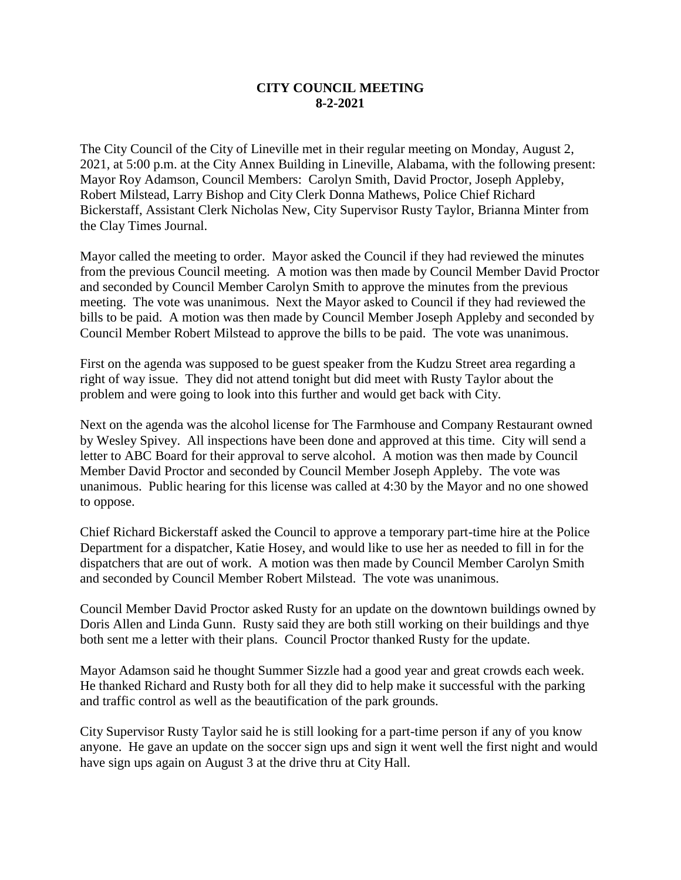**CITY COUNCIL MEETING**
**8-2-2021**

The City Council of the City of Lineville met in their regular meeting on Monday, August 2, 2021, at 5:00 p.m. at the City Annex Building in Lineville, Alabama, with the following present: Mayor Roy Adamson, Council Members: Carolyn Smith, David Proctor, Joseph Appleby, Robert Milstead, Larry Bishop and City Clerk Donna Mathews, Police Chief Richard Bickerstaff, Assistant Clerk Nicholas New, City Supervisor Rusty Taylor, Brianna Minter from the Clay Times Journal.

Mayor called the meeting to order. Mayor asked the Council if they had reviewed the minutes from the previous Council meeting. A motion was then made by Council Member David Proctor and seconded by Council Member Carolyn Smith to approve the minutes from the previous meeting. The vote was unanimous. Next the Mayor asked to Council if they had reviewed the bills to be paid. A motion was then made by Council Member Joseph Appleby and seconded by Council Member Robert Milstead to approve the bills to be paid. The vote was unanimous.

First on the agenda was supposed to be guest speaker from the Kudzu Street area regarding a right of way issue. They did not attend tonight but did meet with Rusty Taylor about the problem and were going to look into this further and would get back with City.

Next on the agenda was the alcohol license for The Farmhouse and Company Restaurant owned by Wesley Spivey. All inspections have been done and approved at this time. City will send a letter to ABC Board for their approval to serve alcohol. A motion was then made by Council Member David Proctor and seconded by Council Member Joseph Appleby. The vote was unanimous. Public hearing for this license was called at 4:30 by the Mayor and no one showed to oppose.

Chief Richard Bickerstaff asked the Council to approve a temporary part-time hire at the Police Department for a dispatcher, Katie Hosey, and would like to use her as needed to fill in for the dispatchers that are out of work. A motion was then made by Council Member Carolyn Smith and seconded by Council Member Robert Milstead. The vote was unanimous.

Council Member David Proctor asked Rusty for an update on the downtown buildings owned by Doris Allen and Linda Gunn. Rusty said they are both still working on their buildings and thye both sent me a letter with their plans. Council Proctor thanked Rusty for the update.

Mayor Adamson said he thought Summer Sizzle had a good year and great crowds each week. He thanked Richard and Rusty both for all they did to help make it successful with the parking and traffic control as well as the beautification of the park grounds.

City Supervisor Rusty Taylor said he is still looking for a part-time person if any of you know anyone. He gave an update on the soccer sign ups and sign it went well the first night and would have sign ups again on August 3 at the drive thru at City Hall.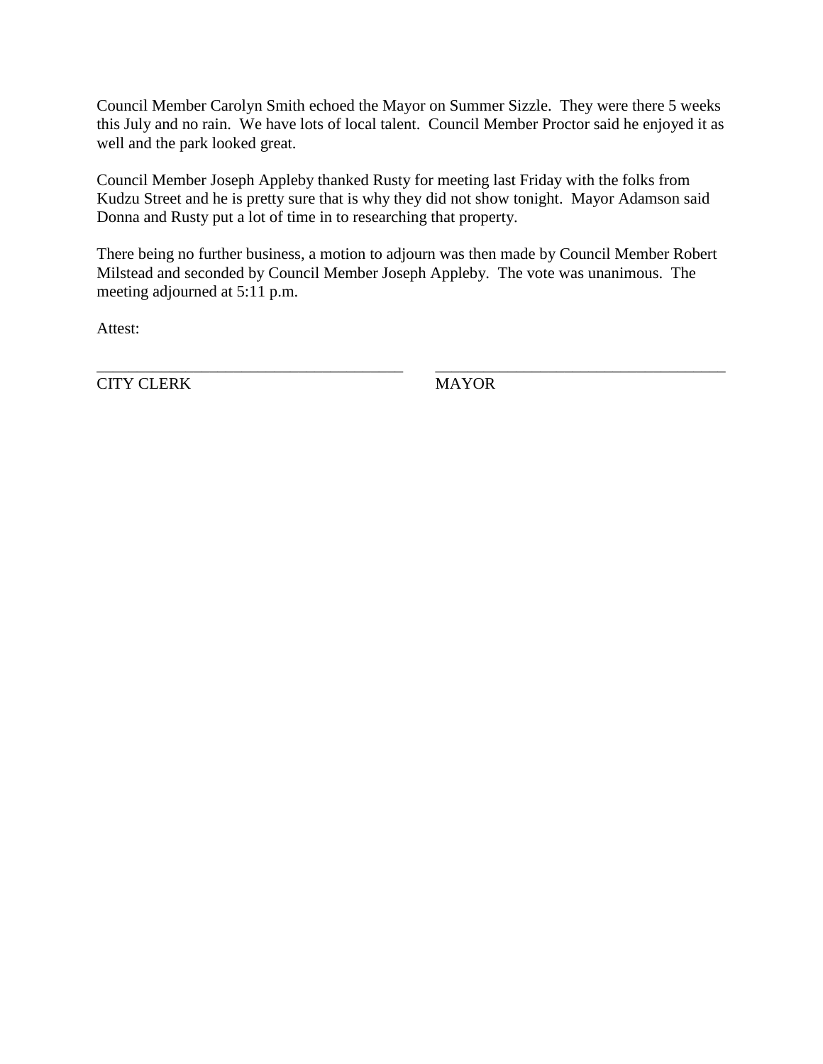Council Member Carolyn Smith echoed the Mayor on Summer Sizzle. They were there 5 weeks this July and no rain. We have lots of local talent. Council Member Proctor said he enjoyed it as well and the park looked great.

Council Member Joseph Appleby thanked Rusty for meeting last Friday with the folks from Kudzu Street and he is pretty sure that is why they did not show tonight. Mayor Adamson said Donna and Rusty put a lot of time in to researching that property.

There being no further business, a motion to adjourn was then made by Council Member Robert Milstead and seconded by Council Member Joseph Appleby. The vote was unanimous. The meeting adjourned at 5:11 p.m.

Attest:

_______________________________________ _____________________________________

CITY CLERK MAYOR